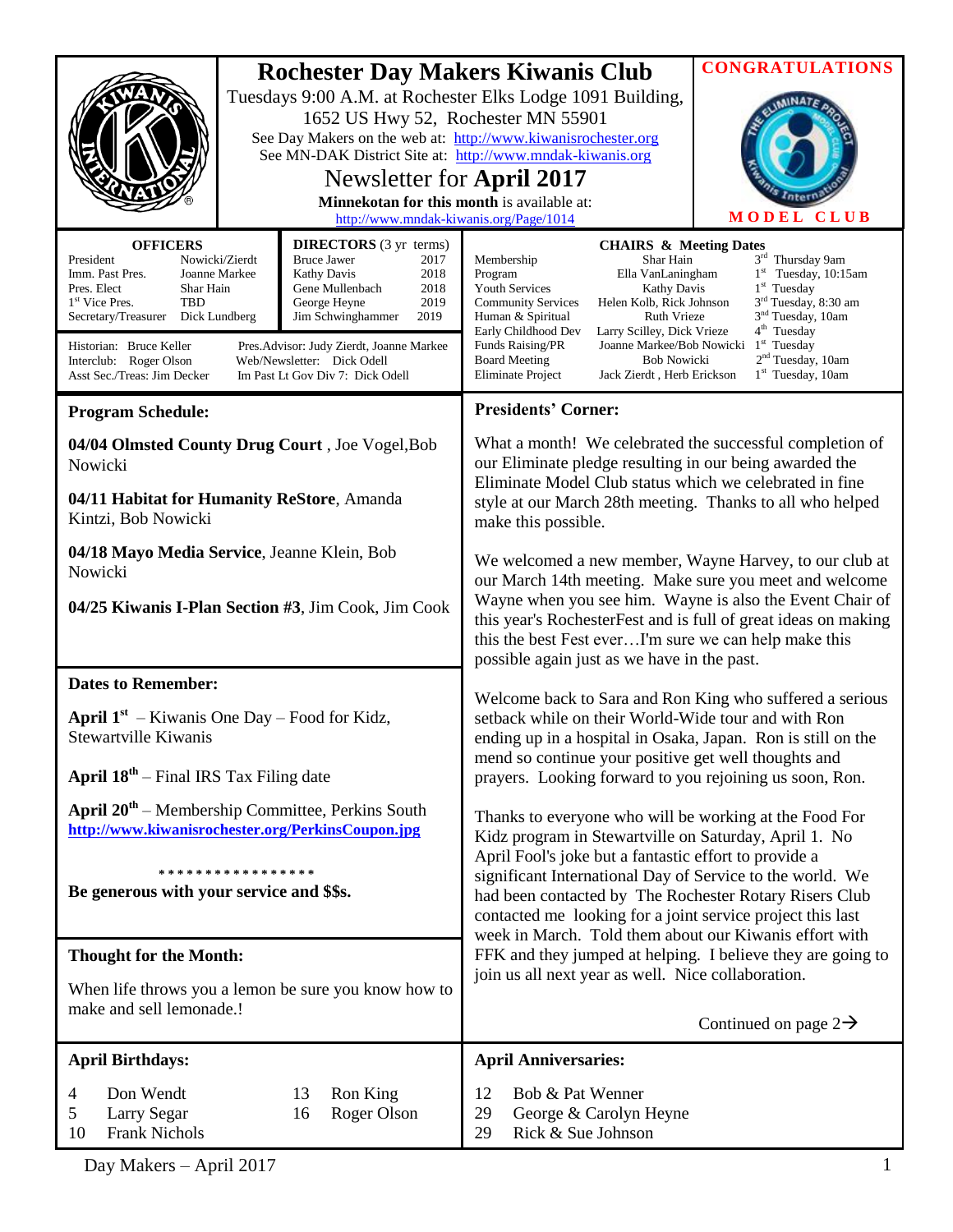# Rochester Day Makers Kiwanis Club

Tuesdays 9:00 A.M. at Rochester Elks Lodge 1091 Building, 1652 US Hwy 52, Rochester MN 55901

See Day Makers on the web at: http://www.kiwanisrochester.org

See MN-DAK District Site at: http://www.mndak-kiwanis.org

## Newsletter for April 2017

**Minnekotan for this month** is available at: http://www.mndak-kiwanis.org/Page/1014

**CONGRATULATIONS**

**MODEL CLUB**

**OFFICERS**

| Office | Name |
|---|---|
| President | Nowicki/Zierdt |
| Imm. Past Pres. | Joanne Markee |
| Pres. Elect | Shar Hain |
| 1st Vice Pres. | TBD |
| Secretary/Treasurer | Dick Lundberg |

**DIRECTORS** (3 yr terms)

| Name | Year |
|---|---|
| Bruce Jawer | 2017 |
| Kathy Davis | 2018 |
| Gene Mullenbach | 2018 |
| George Heyne | 2019 |
| Jim Schwinghammer | 2019 |

Historian: Bruce Keller
Interclub: Roger Olson
Asst Sec./Treas: Jim Decker
Pres.Advisor: Judy Zierdt, Joanne Markee
Web/Newsletter: Dick Odell
Im Past Lt Gov Div 7: Dick Odell

**CHAIRS & Meeting Dates**

| Committee | Chair | Meeting |
|---|---|---|
| Membership | Shar Hain | 3rd Thursday 9am |
| Program | Ella VanLaningham | 1st Tuesday, 10:15am |
| Youth Services | Kathy Davis | 1st Tuesday |
| Community Services | Helen Kolb, Rick Johnson | 3rd Tuesday, 8:30 am |
| Human & Spiritual | Ruth Vrieze | 3nd Tuesday, 10am |
| Early Childhood Dev | Larry Scilley, Dick Vrieze | 4th Tuesday |
| Funds Raising/PR | Joanne Markee/Bob Nowicki | 1st Tuesday |
| Board Meeting | Bob Nowicki | 2nd Tuesday, 10am |
| Eliminate Project | Jack Zierdt , Herb Erickson | 1st Tuesday, 10am |

## Program Schedule:

**04/04 Olmsted County Drug Court** , Joe Vogel,Bob Nowicki

**04/11 Habitat for Humanity ReStore**, Amanda Kintzi, Bob Nowicki

**04/18 Mayo Media Service**, Jeanne Klein, Bob Nowicki

**04/25 Kiwanis I-Plan Section #3**, Jim Cook, Jim Cook

## Dates to Remember:

**April 1st** – Kiwanis One Day – Food for Kidz, Stewartville Kiwanis

**April 18th** – Final IRS Tax Filing date

**April 20th** – Membership Committee, Perkins South **http://www.kiwanisrochester.org/PerkinsCoupon.jpg**

\*\*\*\*\*\*\*\*\*\*\*\*\*\*\*\*\*

**Be generous with your service and $$s.**

## Thought for the Month:

When life throws you a lemon be sure you know how to make and sell lemonade.!

## Presidents' Corner:

What a month! We celebrated the successful completion of our Eliminate pledge resulting in our being awarded the Eliminate Model Club status which we celebrated in fine style at our March 28th meeting. Thanks to all who helped make this possible.

We welcomed a new member, Wayne Harvey, to our club at our March 14th meeting. Make sure you meet and welcome Wayne when you see him. Wayne is also the Event Chair of this year's RochesterFest and is full of great ideas on making this the best Fest ever…I'm sure we can help make this possible again just as we have in the past.

Welcome back to Sara and Ron King who suffered a serious setback while on their World-Wide tour and with Ron ending up in a hospital in Osaka, Japan. Ron is still on the mend so continue your positive get well thoughts and prayers. Looking forward to you rejoining us soon, Ron.

Thanks to everyone who will be working at the Food For Kidz program in Stewartville on Saturday, April 1. No April Fool's joke but a fantastic effort to provide a significant International Day of Service to the world. We had been contacted by The Rochester Rotary Risers Club contacted me looking for a joint service project this last week in March. Told them about our Kiwanis effort with FFK and they jumped at helping. I believe they are going to join us all next year as well. Nice collaboration.

Continued on page 2→

## April Birthdays:

| Day | Name |
|---|---|
| 4 | Don Wendt |
| 5 | Larry Segar |
| 10 | Frank Nichols |
| 13 | Ron King |
| 16 | Roger Olson |

## April Anniversaries:

| Day | Names |
|---|---|
| 12 | Bob & Pat Wenner |
| 29 | George & Carolyn Heyne |
| 29 | Rick & Sue Johnson |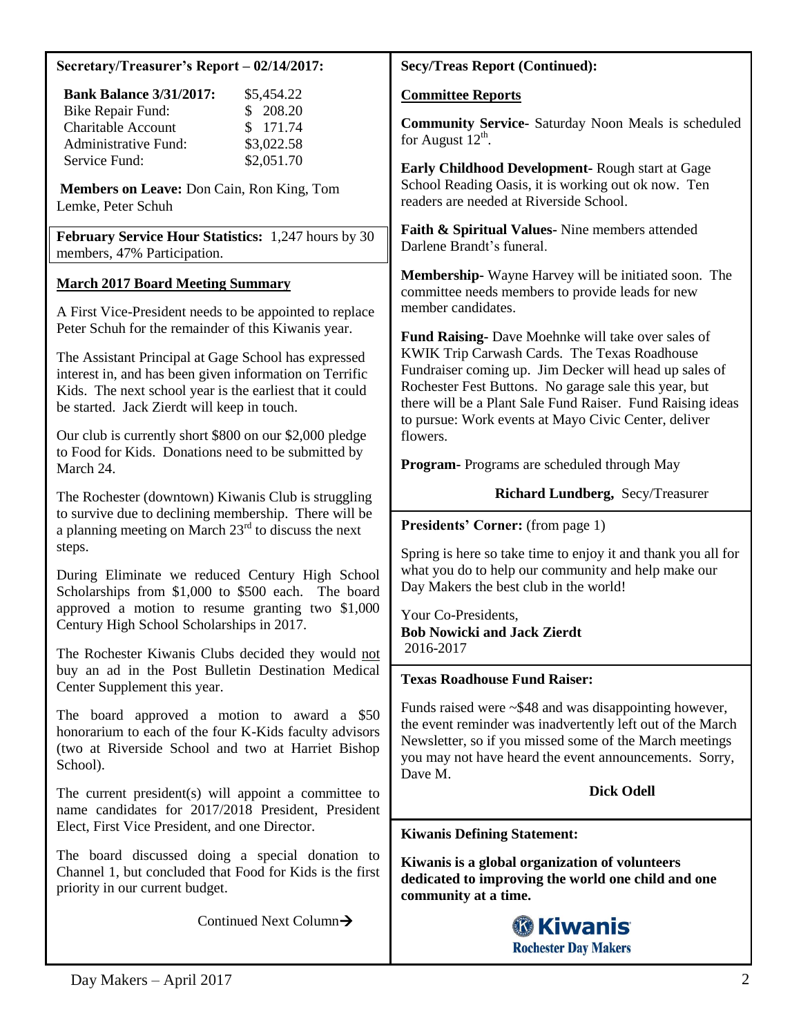### Secretary/Treasurer's Report – 02/14/2017:

| **Bank Balance 3/31/2017:** | $5,454.22 |
|---|---|
| Bike Repair Fund: | $ 208.20 |
| Charitable Account | $ 171.74 |
| Administrative Fund: | $3,022.58 |
| Service Fund: | $2,051.70 |

**Members on Leave:** Don Cain, Ron King, Tom Lemke, Peter Schuh

**February Service Hour Statistics:** 1,247 hours by 30 members, 47% Participation.

**March 2017 Board Meeting Summary**

A First Vice-President needs to be appointed to replace Peter Schuh for the remainder of this Kiwanis year.

The Assistant Principal at Gage School has expressed interest in, and has been given information on Terrific Kids. The next school year is the earliest that it could be started. Jack Zierdt will keep in touch.

Our club is currently short $800 on our $2,000 pledge to Food for Kids. Donations need to be submitted by March 24.

The Rochester (downtown) Kiwanis Club is struggling to survive due to declining membership. There will be a planning meeting on March 23rd to discuss the next steps.

During Eliminate we reduced Century High School Scholarships from $1,000 to $500 each. The board approved a motion to resume granting two $1,000 Century High School Scholarships in 2017.

The Rochester Kiwanis Clubs decided they would not buy an ad in the Post Bulletin Destination Medical Center Supplement this year.

The board approved a motion to award a $50 honorarium to each of the four K-Kids faculty advisors (two at Riverside School and two at Harriet Bishop School).

The current president(s) will appoint a committee to name candidates for 2017/2018 President, President Elect, First Vice President, and one Director.

The board discussed doing a special donation to Channel 1, but concluded that Food for Kids is the first priority in our current budget.

Continued Next Column→

### Secy/Treas Report (Continued):

**Committee Reports**

**Community Service-** Saturday Noon Meals is scheduled for August 12th.

**Early Childhood Development-** Rough start at Gage School Reading Oasis, it is working out ok now. Ten readers are needed at Riverside School.

**Faith & Spiritual Values-** Nine members attended Darlene Brandt's funeral.

**Membership-** Wayne Harvey will be initiated soon. The committee needs members to provide leads for new member candidates.

**Fund Raising-** Dave Moehnke will take over sales of KWIK Trip Carwash Cards. The Texas Roadhouse Fundraiser coming up. Jim Decker will head up sales of Rochester Fest Buttons. No garage sale this year, but there will be a Plant Sale Fund Raiser. Fund Raising ideas to pursue: Work events at Mayo Civic Center, deliver flowers.

**Program-** Programs are scheduled through May

**Richard Lundberg,** Secy/Treasurer

### Presidents' Corner: (from page 1)

Spring is here so take time to enjoy it and thank you all for what you do to help our community and help make our Day Makers the best club in the world!

Your Co-Presidents,
**Bob Nowicki and Jack Zierdt**
2016-2017

### Texas Roadhouse Fund Raiser:

Funds raised were ~$48 and was disappointing however, the event reminder was inadvertently left out of the March Newsletter, so if you missed some of the March meetings you may not have heard the event announcements. Sorry, Dave M.

**Dick Odell**

### Kiwanis Defining Statement:

**Kiwanis is a global organization of volunteers dedicated to improving the world one child and one community at a time.**

Kiwanis
Rochester Day Makers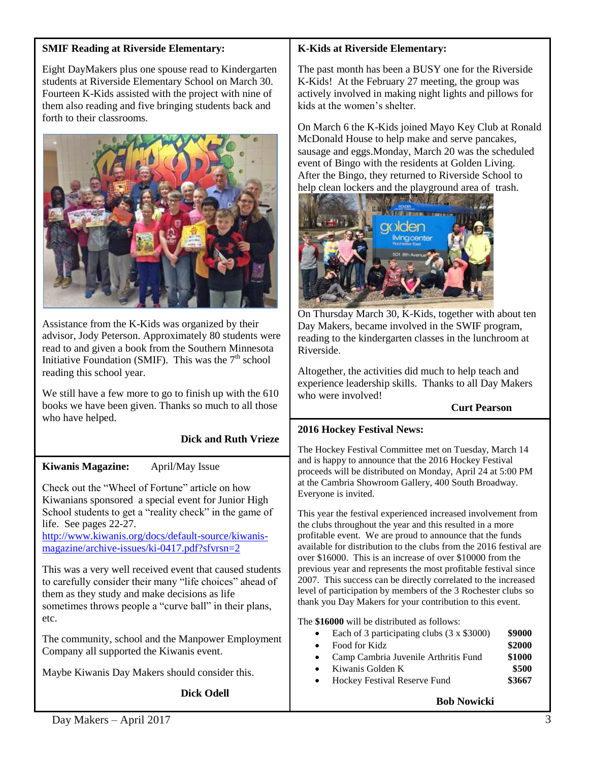**SMIF Reading at Riverside Elementary:**

Eight DayMakers plus one spouse read to Kindergarten students at Riverside Elementary School on March 30. Fourteen K-Kids assisted with the project with nine of them also reading and five bringing students back and forth to their classrooms.

Assistance from the K-Kids was organized by their advisor, Jody Peterson. Approximately 80 students were read to and given a book from the Southern Minnesota Initiative Foundation (SMIF). This was the 7th school reading this school year.

We still have a few more to go to finish up with the 610 books we have been given. Thanks so much to all those who have helped.

**Dick and Ruth Vrieze**

**Kiwanis Magazine:** April/May Issue

Check out the "Wheel of Fortune" article on how Kiwanians sponsored a special event for Junior High School students to get a "reality check" in the game of life. See pages 22-27.
http://www.kiwanis.org/docs/default-source/kiwanis-magazine/archive-issues/ki-0417.pdf?sfvrsn=2

This was a very well received event that caused students to carefully consider their many "life choices" ahead of them as they study and make decisions as life sometimes throws people a "curve ball" in their plans, etc.

The community, school and the Manpower Employment Company all supported the Kiwanis event.

Maybe Kiwanis Day Makers should consider this.

**Dick Odell**

**K-Kids at Riverside Elementary:**

The past month has been a BUSY one for the Riverside K-Kids! At the February 27 meeting, the group was actively involved in making night lights and pillows for kids at the women's shelter.

On March 6 the K-Kids joined Mayo Key Club at Ronald McDonald House to help make and serve pancakes, sausage and eggs. Monday, March 20 was the scheduled event of Bingo with the residents at Golden Living. After the Bingo, they returned to Riverside School to help clean lockers and the playground area of trash.

On Thursday March 30, K-Kids, together with about ten Day Makers, became involved in the SWIF program, reading to the kindergarten classes in the lunchroom at Riverside.

Altogether, the activities did much to help teach and experience leadership skills. Thanks to all Day Makers who were involved!

**Curt Pearson**

**2016 Hockey Festival News:**

The Hockey Festival Committee met on Tuesday, March 14 and is happy to announce that the 2016 Hockey Festival proceeds will be distributed on Monday, April 24 at 5:00 PM at the Cambria Showroom Gallery, 400 South Broadway. Everyone is invited.

This year the festival experienced increased involvement from the clubs throughout the year and this resulted in a more profitable event. We are proud to announce that the funds available for distribution to the clubs from the 2016 festival are over $16000. This is an increase of over $10000 from the previous year and represents the most profitable festival since 2007. This success can be directly correlated to the increased level of participation by members of the 3 Rochester clubs so thank you Day Makers for your contribution to this event.

The **$16000** will be distributed as follows:

- Each of 3 participating clubs (3 x $3000) **$9000**
- Food for Kidz **$2000**
- Camp Cambria Juvenile Arthritis Fund **$1000**
- Kiwanis Golden K **$500**
- Hockey Festival Reserve Fund **$3667**

**Bob Nowicki**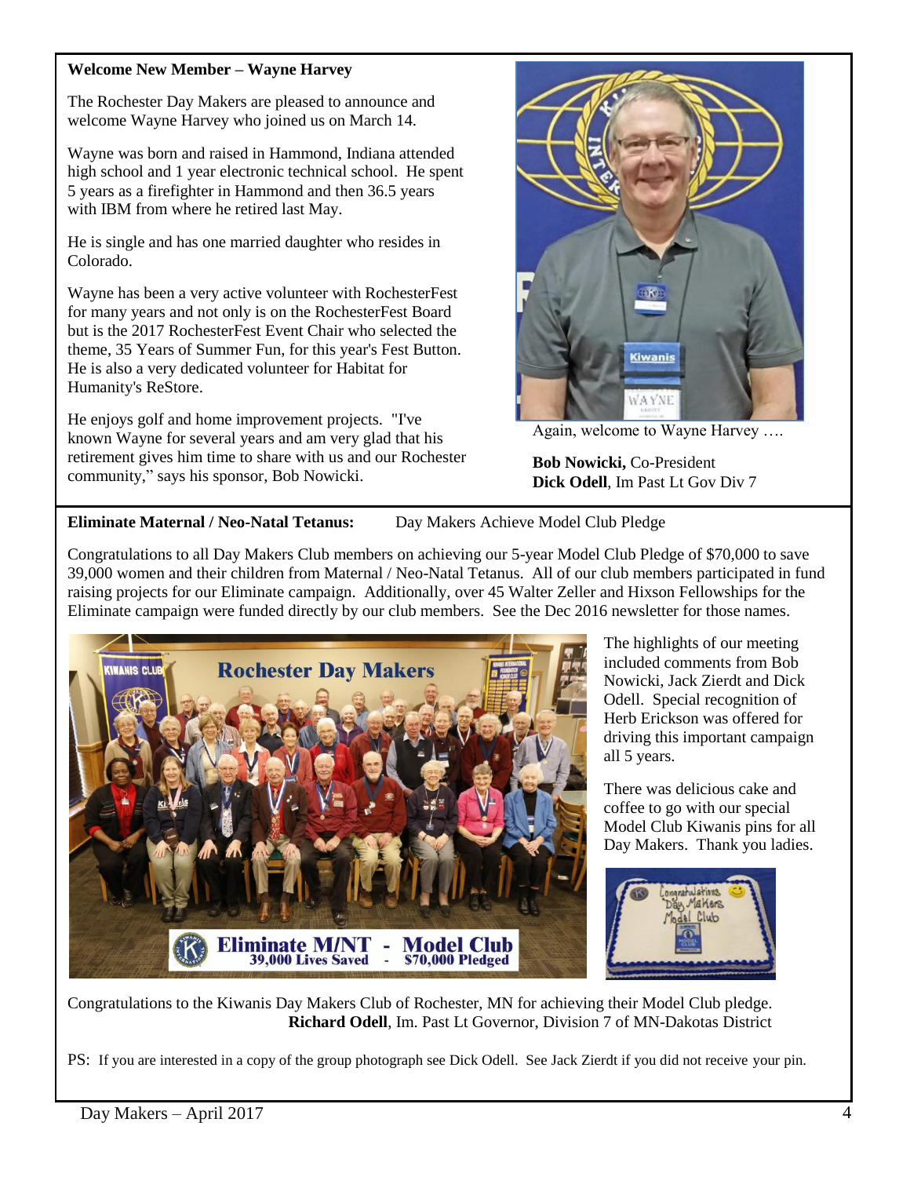**Welcome New Member – Wayne Harvey**

The Rochester Day Makers are pleased to announce and welcome Wayne Harvey who joined us on March 14.

Wayne was born and raised in Hammond, Indiana attended high school and 1 year electronic technical school. He spent 5 years as a firefighter in Hammond and then 36.5 years with IBM from where he retired last May.

He is single and has one married daughter who resides in Colorado.

Wayne has been a very active volunteer with RochesterFest for many years and not only is on the RochesterFest Board but is the 2017 RochesterFest Event Chair who selected the theme, 35 Years of Summer Fun, for this year's Fest Button. He is also a very dedicated volunteer for Habitat for Humanity's ReStore.

He enjoys golf and home improvement projects. "I've known Wayne for several years and am very glad that his retirement gives him time to share with us and our Rochester community," says his sponsor, Bob Nowicki.

Again, welcome to Wayne Harvey ….

**Bob Nowicki,** Co-President
**Dick Odell**, Im Past Lt Gov Div 7

**Eliminate Maternal / Neo-Natal Tetanus:** Day Makers Achieve Model Club Pledge

Congratulations to all Day Makers Club members on achieving our 5-year Model Club Pledge of $70,000 to save 39,000 women and their children from Maternal / Neo-Natal Tetanus. All of our club members participated in fund raising projects for our Eliminate campaign. Additionally, over 45 Walter Zeller and Hixson Fellowships for the Eliminate campaign were funded directly by our club members. See the Dec 2016 newsletter for those names.

The highlights of our meeting included comments from Bob Nowicki, Jack Zierdt and Dick Odell. Special recognition of Herb Erickson was offered for driving this important campaign all 5 years.

There was delicious cake and coffee to go with our special Model Club Kiwanis pins for all Day Makers. Thank you ladies.

Congratulations to the Kiwanis Day Makers Club of Rochester, MN for achieving their Model Club pledge.
**Richard Odell**, Im. Past Lt Governor, Division 7 of MN-Dakotas District

PS: If you are interested in a copy of the group photograph see Dick Odell. See Jack Zierdt if you did not receive your pin.